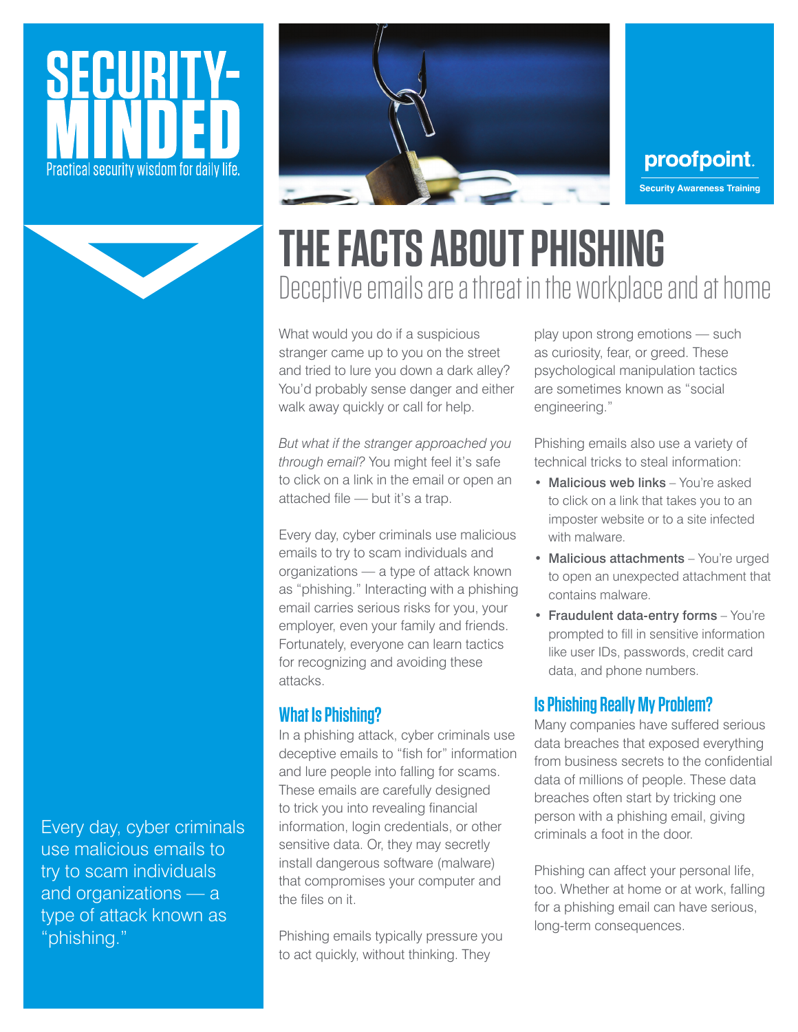# SECURITY-MINDED

Practical security wisdom for daily life.

proofpoint.

Security Awareness Training

# THE FACTS ABOUT PHISHING

## Deceptive emails are a threat in the workplace and at home

Every day, cyber criminals use malicious emails to try to scam individuals and organizations — a type of attack known as "phishing."

What would you do if a suspicious stranger came up to you on the street and tried to lure you down a dark alley? You'd probably sense danger and either walk away quickly or call for help.

*But what if the stranger approached you through email?* You might feel it's safe to click on a link in the email or open an attached file — but it's a trap.

Every day, cyber criminals use malicious emails to try to scam individuals and organizations — a type of attack known as "phishing." Interacting with a phishing email carries serious risks for you, your employer, even your family and friends. Fortunately, everyone can learn tactics for recognizing and avoiding these attacks.

### What Is Phishing?

In a phishing attack, cyber criminals use deceptive emails to "fish for" information and lure people into falling for scams. These emails are carefully designed to trick you into revealing financial information, login credentials, or other sensitive data. Or, they may secretly install dangerous software (malware) that compromises your computer and the files on it.

Phishing emails typically pressure you to act quickly, without thinking. They play upon strong emotions — such as curiosity, fear, or greed. These psychological manipulation tactics are sometimes known as "social engineering."

Phishing emails also use a variety of technical tricks to steal information:

- **Malicious web links** – You're asked to click on a link that takes you to an imposter website or to a site infected with malware.
- **Malicious attachments** – You're urged to open an unexpected attachment that contains malware.
- **Fraudulent data-entry forms** – You're prompted to fill in sensitive information like user IDs, passwords, credit card data, and phone numbers.

### Is Phishing Really My Problem?

Many companies have suffered serious data breaches that exposed everything from business secrets to the confidential data of millions of people. These data breaches often start by tricking one person with a phishing email, giving criminals a foot in the door.

Phishing can affect your personal life, too. Whether at home or at work, falling for a phishing email can have serious, long-term consequences.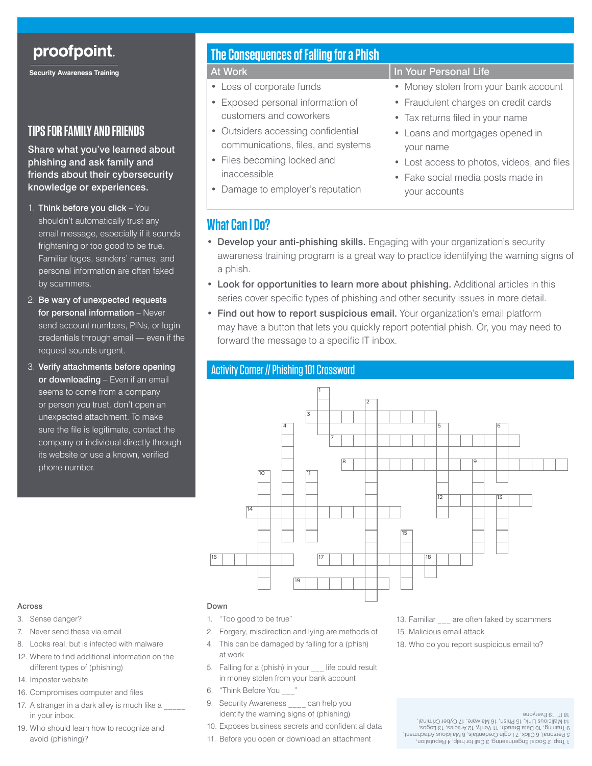proofpoint.

Security Awareness Training

## TIPS FOR FAMILY AND FRIENDS

**Share what you've learned about phishing and ask family and friends about their cybersecurity knowledge or experiences.**

1. **Think before you click** – You shouldn't automatically trust any email message, especially if it sounds frightening or too good to be true. Familiar logos, senders' names, and personal information are often faked by scammers.
2. **Be wary of unexpected requests for personal information** – Never send account numbers, PINs, or login credentials through email — even if the request sounds urgent.
3. **Verify attachments before opening or downloading** – Even if an email seems to come from a company or person you trust, don't open an unexpected attachment. To make sure the file is legitimate, contact the company or individual directly through its website or use a known, verified phone number.

## The Consequences of Falling for a Phish

| At Work | In Your Personal Life |
| --- | --- |
| • Loss of corporate funds<br>• Exposed personal information of customers and coworkers<br>• Outsiders accessing confidential communications, files, and systems<br>• Files becoming locked and inaccessible<br>• Damage to employer's reputation | • Money stolen from your bank account<br>• Fraudulent charges on credit cards<br>• Tax returns filed in your name<br>• Loans and mortgages opened in your name<br>• Lost access to photos, videos, and files<br>• Fake social media posts made in your accounts |

## What Can I Do?

- **Develop your anti-phishing skills.** Engaging with your organization's security awareness training program is a great way to practice identifying the warning signs of a phish.
- **Look for opportunities to learn more about phishing.** Additional articles in this series cover specific types of phishing and other security issues in more detail.
- **Find out how to report suspicious email.** Your organization's email platform may have a button that lets you quickly report potential phish. Or, you may need to forward the message to a specific IT inbox.

## Activity Corner // Phishing 101 Crossword

**Across**

3. Sense danger?
7. Never send these via email
8. Looks real, but is infected with malware
12. Where to find additional information on the different types of (phishing)
14. Imposter website
16. Compromises computer and files
17. A stranger in a dark alley is much like a _____ in your inbox.
19. Who should learn how to recognize and avoid (phishing)?

**Down**

1. "Too good to be true"
2. Forgery, misdirection and lying are methods of
4. This can be damaged by falling for a (phish) at work
5. Falling for a (phish) in your ___ life could result in money stolen from your bank account
6. "Think Before You ___"
9. Security Awareness ____ can help you identify the warning signs of (phishing)
10. Exposes business secrets and confidential data
11. Before you open or download an attachment
13. Familiar ___ are often faked by scammers
15. Malicious email attack
18. Who do you report suspicious email to?

1 Trap, 2 Social Engineering, 3 Call for help, 4 Reputation, 5 Personal, 6 Click, 7 Login Credentials, 8 Malicious Attachment, 9 Training, 10 Data Breach, 11 Verify, 12 Articles, 13 Logos, 14 Malicious Link, 15 Phish, 16 Malware, 17 Cyber Criminal, 18 IT, 19 Everyone